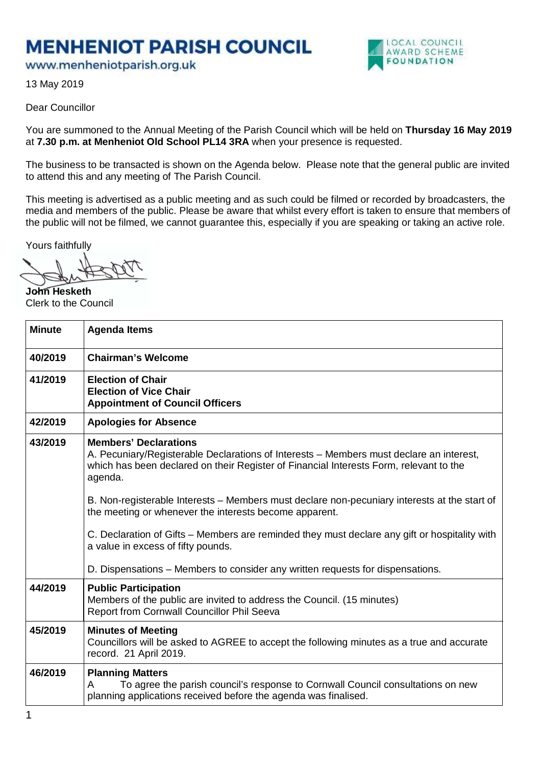# MENHENIOT PARISH COUNCIL

www.menheniotparish.org.uk

LOCAL COUNCIL AWARD SCHEME FOUNDATION

13 May 2019

Dear Councillor

You are summoned to the Annual Meeting of the Parish Council which will be held on **Thursday 16 May 2019** at **7.30 p.m. at Menheniot Old School PL14 3RA** when your presence is requested.

The business to be transacted is shown on the Agenda below. Please note that the general public are invited to attend this and any meeting of The Parish Council.

This meeting is advertised as a public meeting and as such could be filmed or recorded by broadcasters, the media and members of the public. Please be aware that whilst every effort is taken to ensure that members of the public will not be filmed, we cannot guarantee this, especially if you are speaking or taking an active role.

Yours faithfully

**John Hesketh**
Clerk to the Council

| Minute | Agenda Items |
|---|---|
| 40/2019 | **Chairman's Welcome** |
| 41/2019 | **Election of Chair**<br>**Election of Vice Chair**<br>**Appointment of Council Officers** |
| 42/2019 | **Apologies for Absence** |
| 43/2019 | **Members' Declarations**<br>A. Pecuniary/Registerable Declarations of Interests – Members must declare an interest, which has been declared on their Register of Financial Interests Form, relevant to the agenda.<br><br>B. Non-registerable Interests – Members must declare non-pecuniary interests at the start of the meeting or whenever the interests become apparent.<br><br>C. Declaration of Gifts – Members are reminded they must declare any gift or hospitality with a value in excess of fifty pounds.<br><br>D. Dispensations – Members to consider any written requests for dispensations. |
| 44/2019 | **Public Participation**<br>Members of the public are invited to address the Council. (15 minutes)<br>Report from Cornwall Councillor Phil Seeva |
| 45/2019 | **Minutes of Meeting**<br>Councillors will be asked to AGREE to accept the following minutes as a true and accurate record. 21 April 2019. |
| 46/2019 | **Planning Matters**<br>A To agree the parish council's response to Cornwall Council consultations on new planning applications received before the agenda was finalised. |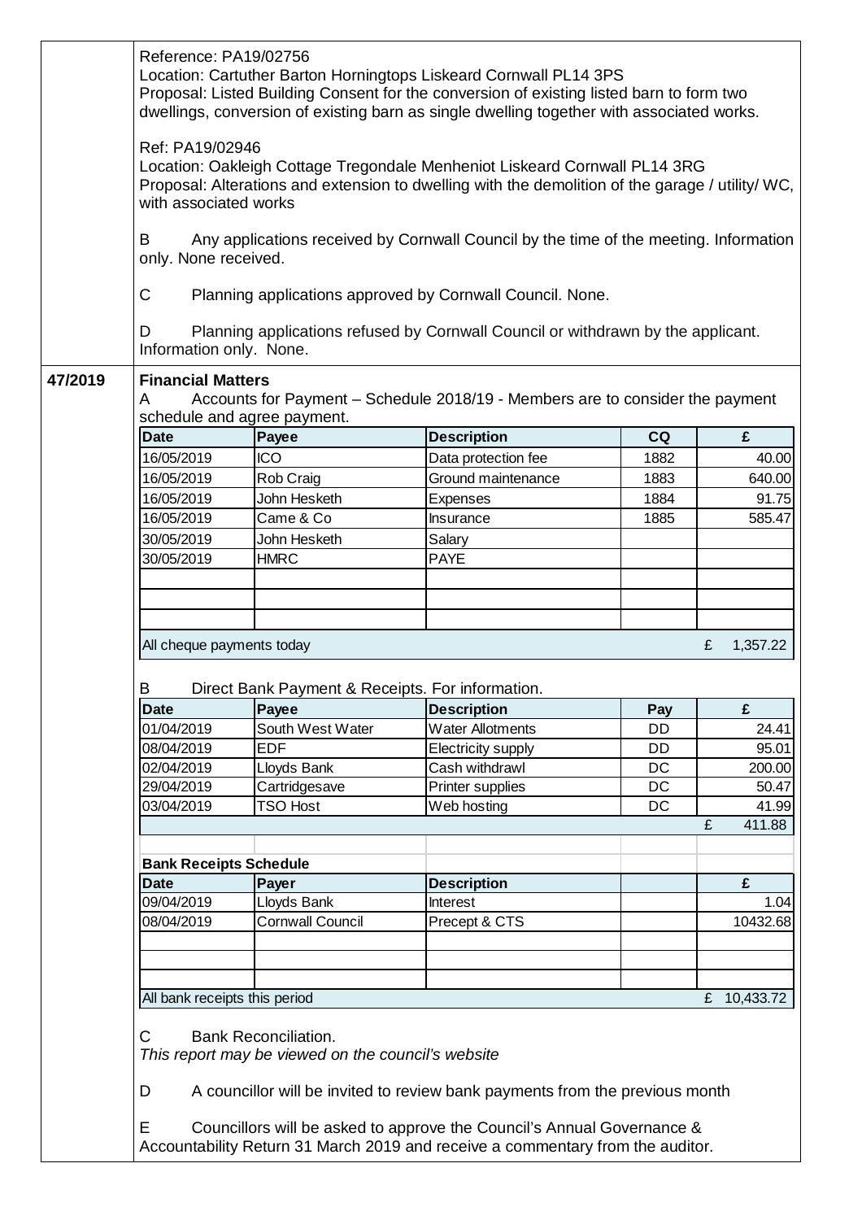Reference: PA19/02756
Location: Cartuther Barton Horningtops Liskeard Cornwall PL14 3PS
Proposal: Listed Building Consent for the conversion of existing listed barn to form two dwellings, conversion of existing barn as single dwelling together with associated works.

Ref: PA19/02946
Location: Oakleigh Cottage Tregondale Menheniot Liskeard Cornwall PL14 3RG
Proposal: Alterations and extension to dwelling with the demolition of the garage / utility/ WC, with associated works

B Any applications received by Cornwall Council by the time of the meeting. Information only. None received.

C Planning applications approved by Cornwall Council. None.

D Planning applications refused by Cornwall Council or withdrawn by the applicant. Information only. None.

## 47/2019 Financial Matters

A Accounts for Payment – Schedule 2018/19 - Members are to consider the payment schedule and agree payment.

| Date | Payee | Description | CQ | £ |
|---|---|---|---|---|
| 16/05/2019 | ICO | Data protection fee | 1882 | 40.00 |
| 16/05/2019 | Rob Craig | Ground maintenance | 1883 | 640.00 |
| 16/05/2019 | John Hesketh | Expenses | 1884 | 91.75 |
| 16/05/2019 | Came & Co | Insurance | 1885 | 585.47 |
| 30/05/2019 | John Hesketh | Salary | | |
| 30/05/2019 | HMRC | PAYE | | |
| | | | | |
| | | | | |
| | | | | |
| All cheque payments today | | | | £ 1,357.22 |

B Direct Bank Payment & Receipts. For information.

| Date | Payee | Description | Pay | £ |
|---|---|---|---|---|
| 01/04/2019 | South West Water | Water Allotments | DD | 24.41 |
| 08/04/2019 | EDF | Electricity supply | DD | 95.01 |
| 02/04/2019 | Lloyds Bank | Cash withdrawl | DC | 200.00 |
| 29/04/2019 | Cartridgesave | Printer supplies | DC | 50.47 |
| 03/04/2019 | TSO Host | Web hosting | DC | 41.99 |
| | | | | £ 411.88 |

**Bank Receipts Schedule**

| Date | Payer | Description | | £ |
|---|---|---|---|---|
| 09/04/2019 | Lloyds Bank | Interest | | 1.04 |
| 08/04/2019 | Cornwall Council | Precept & CTS | | 10432.68 |
| | | | | |
| | | | | |
| | | | | |
| All bank receipts this period | | | | £ 10,433.72 |

C Bank Reconciliation.
*This report may be viewed on the council's website*

D A councillor will be invited to review bank payments from the previous month

E Councillors will be asked to approve the Council's Annual Governance & Accountability Return 31 March 2019 and receive a commentary from the auditor.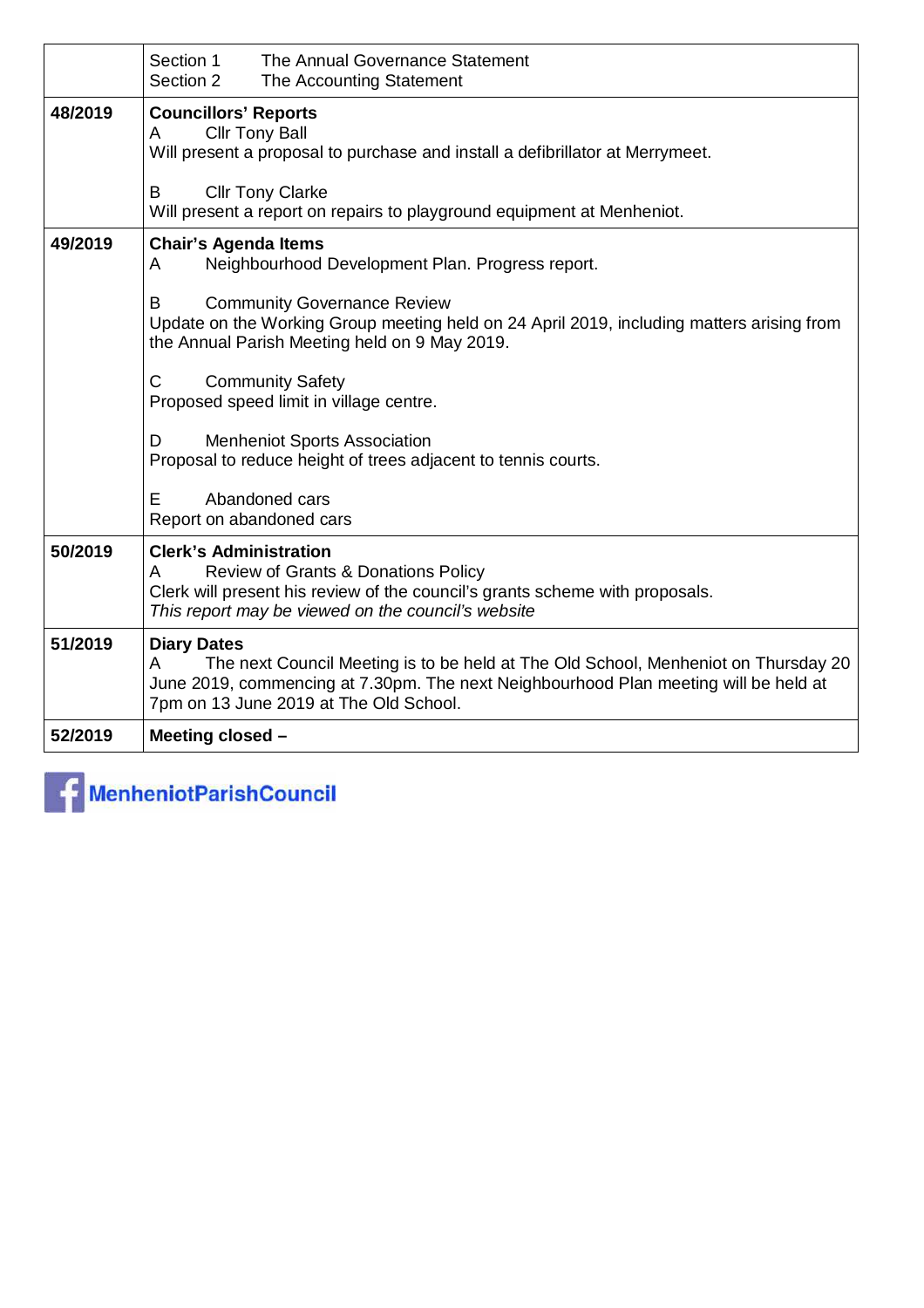| | |
|---|---|
| | Section 1 The Annual Governance Statement<br>Section 2 The Accounting Statement |
| **48/2019** | **Councillors' Reports**<br>A Cllr Tony Ball<br>Will present a proposal to purchase and install a defibrillator at Merrymeet.<br><br>B Cllr Tony Clarke<br>Will present a report on repairs to playground equipment at Menheniot. |
| **49/2019** | **Chair's Agenda Items**<br>A Neighbourhood Development Plan. Progress report.<br><br>B Community Governance Review<br>Update on the Working Group meeting held on 24 April 2019, including matters arising from the Annual Parish Meeting held on 9 May 2019.<br><br>C Community Safety<br>Proposed speed limit in village centre.<br><br>D Menheniot Sports Association<br>Proposal to reduce height of trees adjacent to tennis courts.<br><br>E Abandoned cars<br>Report on abandoned cars |
| **50/2019** | **Clerk's Administration**<br>A Review of Grants & Donations Policy<br>Clerk will present his review of the council's grants scheme with proposals.<br>*This report may be viewed on the council's website* |
| **51/2019** | **Diary Dates**<br>A The next Council Meeting is to be held at The Old School, Menheniot on Thursday 20 June 2019, commencing at 7.30pm. The next Neighbourhood Plan meeting will be held at 7pm on 13 June 2019 at The Old School. |
| **52/2019** | **Meeting closed –** |

**MenheniotParishCouncil**